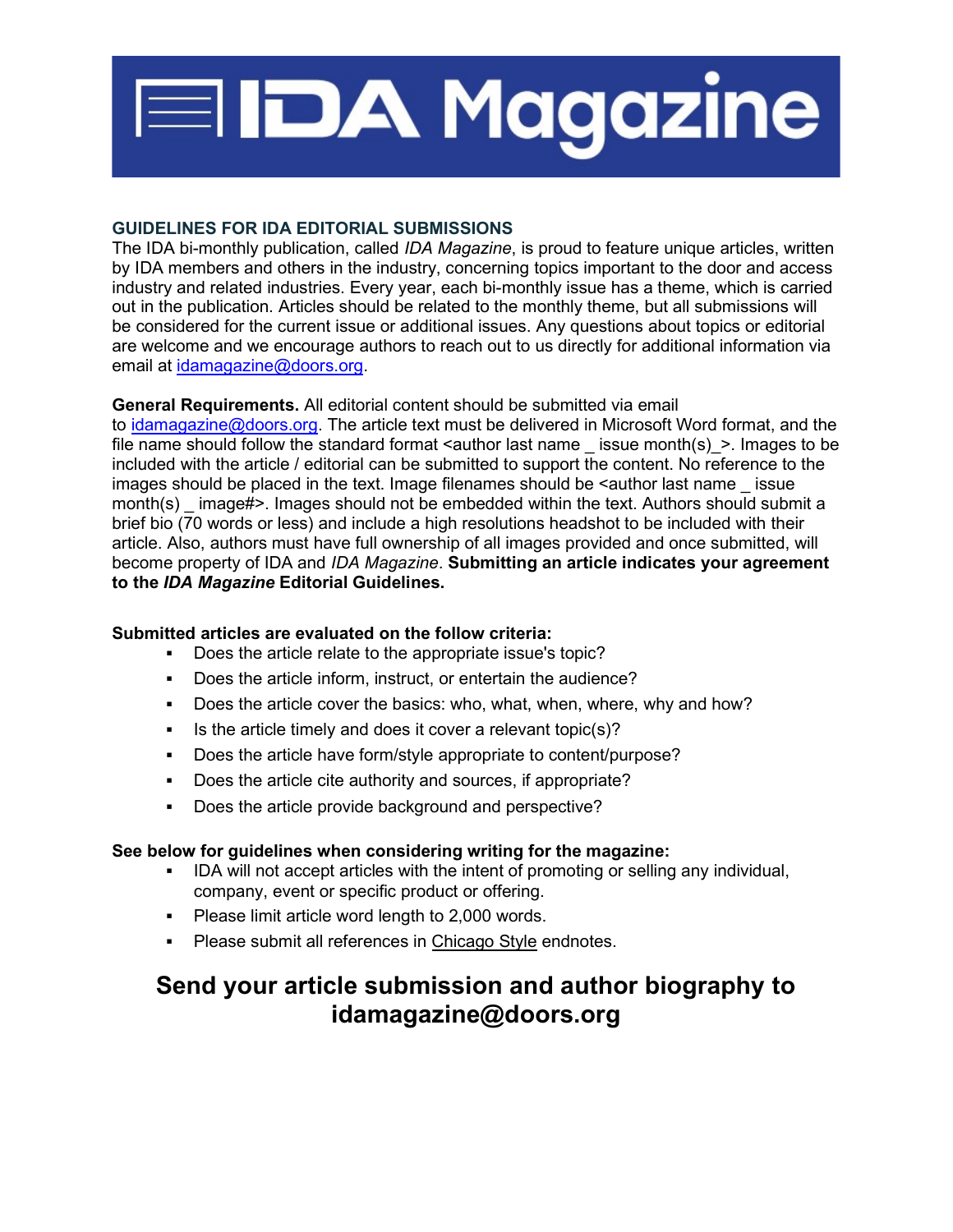# IDA Magazine

## GUIDELINES FOR IDA EDITORIAL SUBMISSIONS

The IDA bi-monthly publication, called *IDA Magazine*, is proud to feature unique articles, written by IDA members and others in the industry, concerning topics important to the door and access industry and related industries. Every year, each bi-monthly issue has a theme, which is carried out in the publication. Articles should be related to the monthly theme, but all submissions will be considered for the current issue or additional issues. Any questions about topics or editorial are welcome and we encourage authors to reach out to us directly for additional information via email at idamagazine@doors.org.

**General Requirements.** All editorial content should be submitted via email to idamagazine@doors.org. The article text must be delivered in Microsoft Word format, and the file name should follow the standard format <author last name _ issue month(s)_>. Images to be included with the article / editorial can be submitted to support the content. No reference to the images should be placed in the text. Image filenames should be <author last name _ issue month(s) _ image#>. Images should not be embedded within the text. Authors should submit a brief bio (70 words or less) and include a high resolutions headshot to be included with their article. Also, authors must have full ownership of all images provided and once submitted, will become property of IDA and *IDA Magazine*. **Submitting an article indicates your agreement to the *IDA Magazine* Editorial Guidelines.**

**Submitted articles are evaluated on the follow criteria:**

- Does the article relate to the appropriate issue's topic?
- Does the article inform, instruct, or entertain the audience?
- Does the article cover the basics: who, what, when, where, why and how?
- Is the article timely and does it cover a relevant topic(s)?
- Does the article have form/style appropriate to content/purpose?
- Does the article cite authority and sources, if appropriate?
- Does the article provide background and perspective?

**See below for guidelines when considering writing for the magazine:**

- IDA will not accept articles with the intent of promoting or selling any individual, company, event or specific product or offering.
- Please limit article word length to 2,000 words.
- Please submit all references in Chicago Style endnotes.

## Send your article submission and author biography to idamagazine@doors.org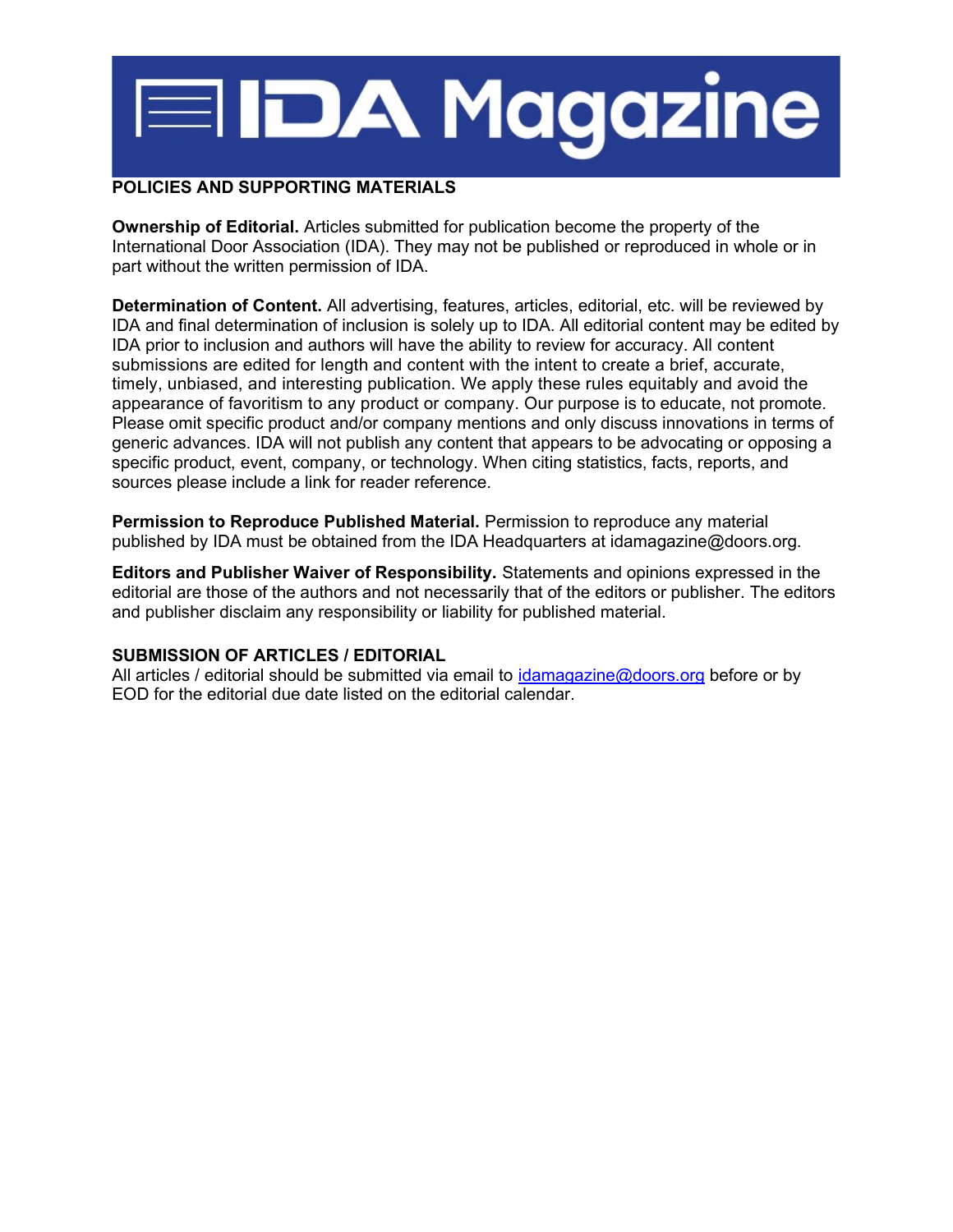## POLICIES AND SUPPORTING MATERIALS

**Ownership of Editorial.** Articles submitted for publication become the property of the International Door Association (IDA). They may not be published or reproduced in whole or in part without the written permission of IDA.

**Determination of Content.** All advertising, features, articles, editorial, etc. will be reviewed by IDA and final determination of inclusion is solely up to IDA. All editorial content may be edited by IDA prior to inclusion and authors will have the ability to review for accuracy. All content submissions are edited for length and content with the intent to create a brief, accurate, timely, unbiased, and interesting publication. We apply these rules equitably and avoid the appearance of favoritism to any product or company. Our purpose is to educate, not promote. Please omit specific product and/or company mentions and only discuss innovations in terms of generic advances. IDA will not publish any content that appears to be advocating or opposing a specific product, event, company, or technology. When citing statistics, facts, reports, and sources please include a link for reader reference.

**Permission to Reproduce Published Material.** Permission to reproduce any material published by IDA must be obtained from the IDA Headquarters at idamagazine@doors.org.

**Editors and Publisher Waiver of Responsibility.** Statements and opinions expressed in the editorial are those of the authors and not necessarily that of the editors or publisher. The editors and publisher disclaim any responsibility or liability for published material.

## SUBMISSION OF ARTICLES / EDITORIAL

All articles / editorial should be submitted via email to idamagazine@doors.org before or by EOD for the editorial due date listed on the editorial calendar.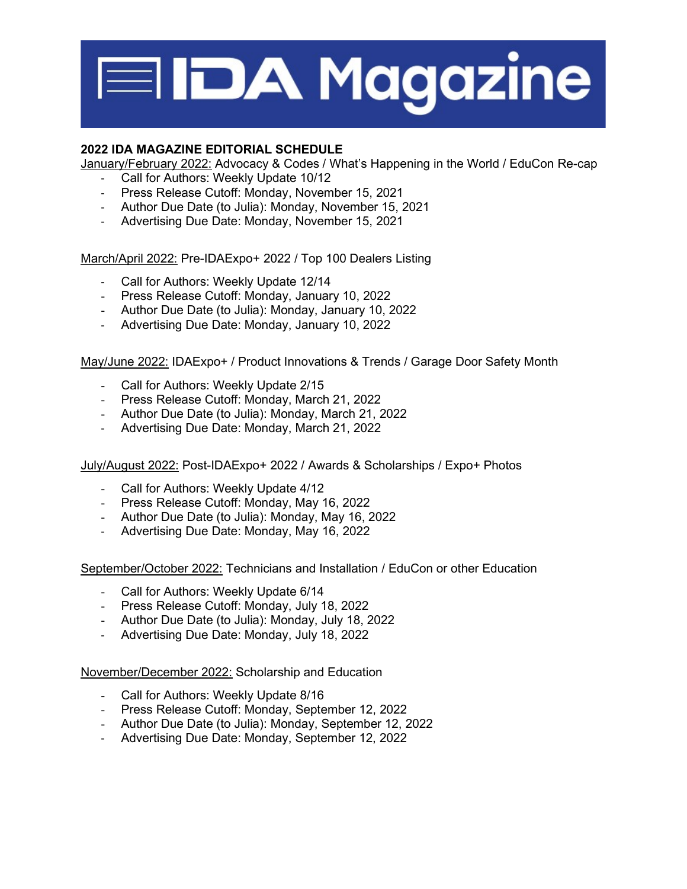# IDA Magazine

**2022 IDA MAGAZINE EDITORIAL SCHEDULE**

<u>January/February 2022:</u> Advocacy & Codes / What's Happening in the World / EduCon Re-cap

- Call for Authors: Weekly Update 10/12
- Press Release Cutoff: Monday, November 15, 2021
- Author Due Date (to Julia): Monday, November 15, 2021
- Advertising Due Date: Monday, November 15, 2021

<u>March/April 2022:</u> Pre-IDAExpo+ 2022 / Top 100 Dealers Listing

- Call for Authors: Weekly Update 12/14
- Press Release Cutoff: Monday, January 10, 2022
- Author Due Date (to Julia): Monday, January 10, 2022
- Advertising Due Date: Monday, January 10, 2022

<u>May/June 2022:</u> IDAExpo+ / Product Innovations & Trends / Garage Door Safety Month

- Call for Authors: Weekly Update 2/15
- Press Release Cutoff: Monday, March 21, 2022
- Author Due Date (to Julia): Monday, March 21, 2022
- Advertising Due Date: Monday, March 21, 2022

<u>July/August 2022:</u> Post-IDAExpo+ 2022 / Awards & Scholarships / Expo+ Photos

- Call for Authors: Weekly Update 4/12
- Press Release Cutoff: Monday, May 16, 2022
- Author Due Date (to Julia): Monday, May 16, 2022
- Advertising Due Date: Monday, May 16, 2022

<u>September/October 2022:</u> Technicians and Installation / EduCon or other Education

- Call for Authors: Weekly Update 6/14
- Press Release Cutoff: Monday, July 18, 2022
- Author Due Date (to Julia): Monday, July 18, 2022
- Advertising Due Date: Monday, July 18, 2022

<u>November/December 2022:</u> Scholarship and Education

- Call for Authors: Weekly Update 8/16
- Press Release Cutoff: Monday, September 12, 2022
- Author Due Date (to Julia): Monday, September 12, 2022
- Advertising Due Date: Monday, September 12, 2022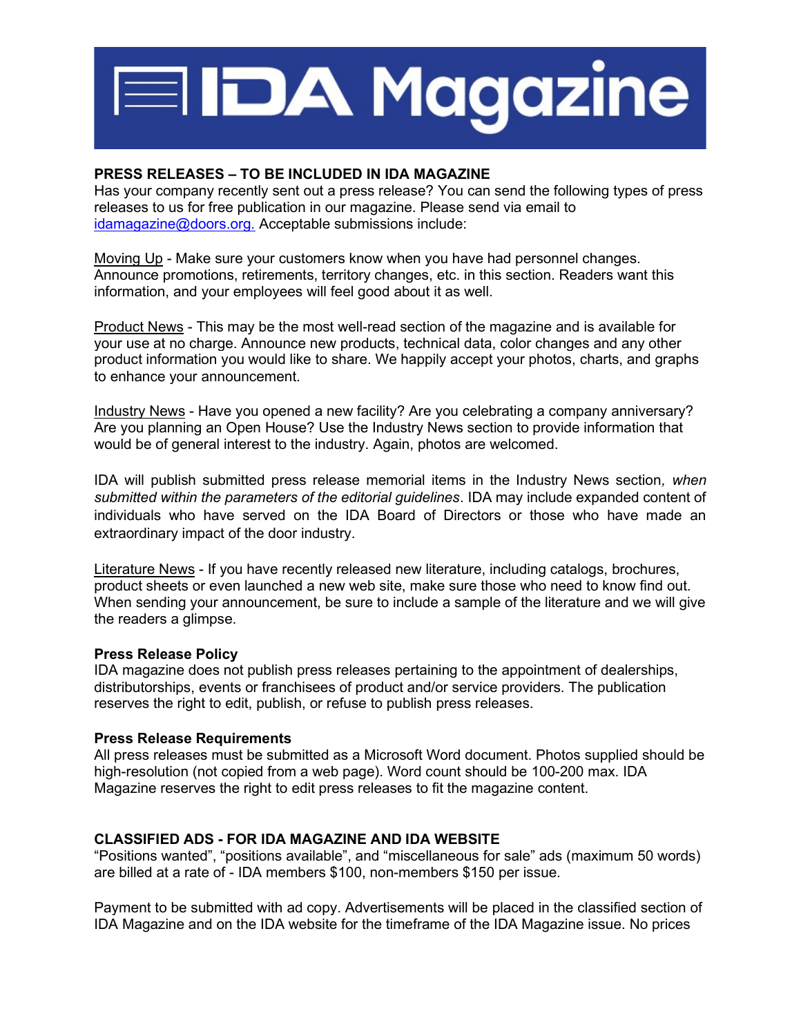# IDA Magazine

**PRESS RELEASES – TO BE INCLUDED IN IDA MAGAZINE**

Has your company recently sent out a press release? You can send the following types of press releases to us for free publication in our magazine. Please send via email to idamagazine@doors.org. Acceptable submissions include:

Moving Up - Make sure your customers know when you have had personnel changes. Announce promotions, retirements, territory changes, etc. in this section. Readers want this information, and your employees will feel good about it as well.

Product News - This may be the most well-read section of the magazine and is available for your use at no charge. Announce new products, technical data, color changes and any other product information you would like to share. We happily accept your photos, charts, and graphs to enhance your announcement.

Industry News - Have you opened a new facility? Are you celebrating a company anniversary? Are you planning an Open House? Use the Industry News section to provide information that would be of general interest to the industry. Again, photos are welcomed.

IDA will publish submitted press release memorial items in the Industry News section*, when submitted within the parameters of the editorial guidelines*. IDA may include expanded content of individuals who have served on the IDA Board of Directors or those who have made an extraordinary impact of the door industry.

Literature News - If you have recently released new literature, including catalogs, brochures, product sheets or even launched a new web site, make sure those who need to know find out. When sending your announcement, be sure to include a sample of the literature and we will give the readers a glimpse.

**Press Release Policy**

IDA magazine does not publish press releases pertaining to the appointment of dealerships, distributorships, events or franchisees of product and/or service providers. The publication reserves the right to edit, publish, or refuse to publish press releases.

**Press Release Requirements**

All press releases must be submitted as a Microsoft Word document. Photos supplied should be high-resolution (not copied from a web page). Word count should be 100-200 max. IDA Magazine reserves the right to edit press releases to fit the magazine content.

**CLASSIFIED ADS - FOR IDA MAGAZINE AND IDA WEBSITE**

"Positions wanted", "positions available", and "miscellaneous for sale" ads (maximum 50 words) are billed at a rate of - IDA members $100, non-members $150 per issue.

Payment to be submitted with ad copy. Advertisements will be placed in the classified section of IDA Magazine and on the IDA website for the timeframe of the IDA Magazine issue. No prices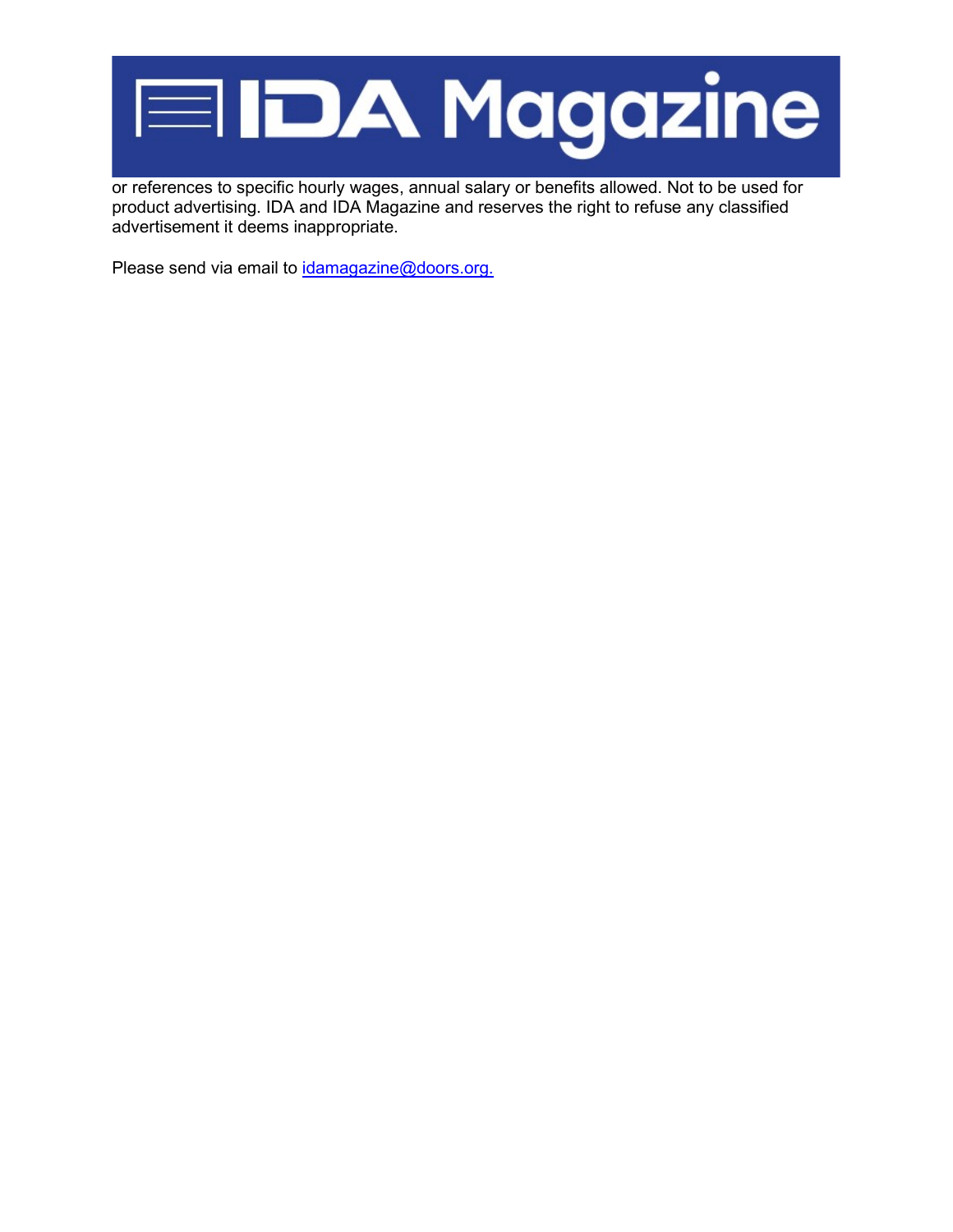or references to specific hourly wages, annual salary or benefits allowed. Not to be used for product advertising. IDA and IDA Magazine and reserves the right to refuse any classified advertisement it deems inappropriate.

Please send via email to idamagazine@doors.org.